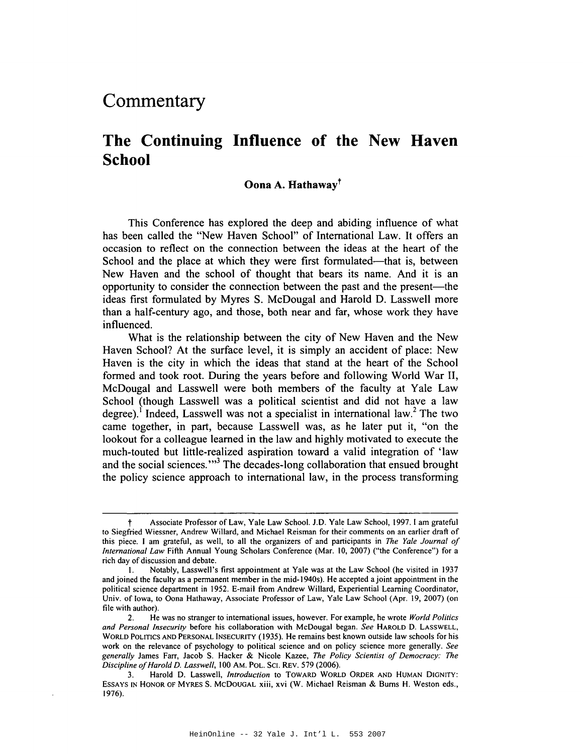# Commentary

## The Continuing Influence of the New Haven School

**Oona A. Hathaway**†

This Conference has explored the deep and abiding influence of what has been called the "New Haven School" of International Law. It offers an occasion to reflect on the connection between the ideas at the heart of the School and the place at which they were first formulated—that is, between New Haven and the school of thought that bears its name. And it is an opportunity to consider the connection between the past and the present—the ideas first formulated by Myres S. McDougal and Harold D. Lasswell more than a half-century ago, and those, both near and far, whose work they have influenced.

What is the relationship between the city of New Haven and the New Haven School? At the surface level, it is simply an accident of place: New Haven is the city in which the ideas that stand at the heart of the School formed and took root. During the years before and following World War II, McDougal and Lasswell were both members of the faculty at Yale Law School (though Lasswell was a political scientist and did not have a law degree).[1] Indeed, Lasswell was not a specialist in international law.[2] The two came together, in part, because Lasswell was, as he later put it, "on the lookout for a colleague learned in the law and highly motivated to execute the much-touted but little-realized aspiration toward a valid integration of 'law and the social sciences.'"[3] The decades-long collaboration that ensued brought the policy science approach to international law, in the process transforming

---

† Associate Professor of Law, Yale Law School. J.D. Yale Law School, 1997. I am grateful to Siegfried Wiessner, Andrew Willard, and Michael Reisman for their comments on an earlier draft of this piece. I am grateful, as well, to all the organizers of and participants in *The Yale Journal of International Law* Fifth Annual Young Scholars Conference (Mar. 10, 2007) ("the Conference") for a rich day of discussion and debate.

1. Notably, Lasswell's first appointment at Yale was at the Law School (he visited in 1937 and joined the faculty as a permanent member in the mid-1940s). He accepted a joint appointment in the political science department in 1952. E-mail from Andrew Willard, Experiential Learning Coordinator, Univ. of Iowa, to Oona Hathaway, Associate Professor of Law, Yale Law School (Apr. 19, 2007) (on file with author).

2. He was no stranger to international issues, however. For example, he wrote *World Politics and Personal Insecurity* before his collaboration with McDougal began. *See* HAROLD D. LASSWELL, WORLD POLITICS AND PERSONAL INSECURITY (1935). He remains best known outside law schools for his work on the relevance of psychology to political science and on policy science more generally. *See generally* James Farr, Jacob S. Hacker & Nicole Kazee, *The Policy Scientist of Democracy: The Discipline of Harold D. Lasswell*, 100 AM. POL. SCI. REV. 579 (2006).

3. Harold D. Lasswell, *Introduction* to TOWARD WORLD ORDER AND HUMAN DIGNITY: ESSAYS IN HONOR OF MYRES S. MCDOUGAL xiii, xvi (W. Michael Reisman & Burns H. Weston eds., 1976).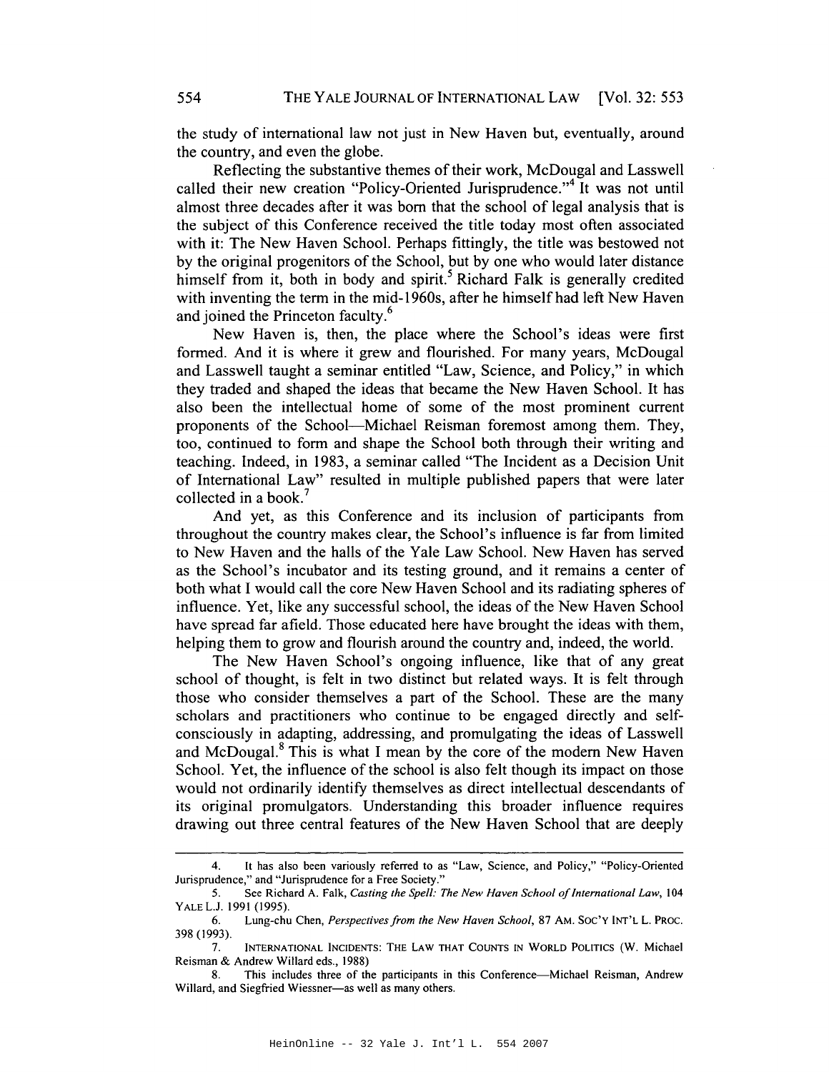the study of international law not just in New Haven but, eventually, around the country, and even the globe.

Reflecting the substantive themes of their work, McDougal and Lasswell called their new creation "Policy-Oriented Jurisprudence."[4] It was not until almost three decades after it was born that the school of legal analysis that is the subject of this Conference received the title today most often associated with it: The New Haven School. Perhaps fittingly, the title was bestowed not by the original progenitors of the School, but by one who would later distance himself from it, both in body and spirit.[5] Richard Falk is generally credited with inventing the term in the mid-1960s, after he himself had left New Haven and joined the Princeton faculty.[6]

New Haven is, then, the place where the School's ideas were first formed. And it is where it grew and flourished. For many years, McDougal and Lasswell taught a seminar entitled "Law, Science, and Policy," in which they traded and shaped the ideas that became the New Haven School. It has also been the intellectual home of some of the most prominent current proponents of the School—Michael Reisman foremost among them. They, too, continued to form and shape the School both through their writing and teaching. Indeed, in 1983, a seminar called "The Incident as a Decision Unit of International Law" resulted in multiple published papers that were later collected in a book.[7]

And yet, as this Conference and its inclusion of participants from throughout the country makes clear, the School's influence is far from limited to New Haven and the halls of the Yale Law School. New Haven has served as the School's incubator and its testing ground, and it remains a center of both what I would call the core New Haven School and its radiating spheres of influence. Yet, like any successful school, the ideas of the New Haven School have spread far afield. Those educated here have brought the ideas with them, helping them to grow and flourish around the country and, indeed, the world.

The New Haven School's ongoing influence, like that of any great school of thought, is felt in two distinct but related ways. It is felt through those who consider themselves a part of the School. These are the many scholars and practitioners who continue to be engaged directly and self-consciously in adapting, addressing, and promulgating the ideas of Lasswell and McDougal.[8] This is what I mean by the core of the modern New Haven School. Yet, the influence of the school is also felt though its impact on those would not ordinarily identify themselves as direct intellectual descendants of its original promulgators. Understanding this broader influence requires drawing out three central features of the New Haven School that are deeply

---

4. It has also been variously referred to as "Law, Science, and Policy," "Policy-Oriented Jurisprudence," and "Jurisprudence for a Free Society."

5. See Richard A. Falk, *Casting the Spell: The New Haven School of International Law*, 104 YALE L.J. 1991 (1995).

6. Lung-chu Chen, *Perspectives from the New Haven School*, 87 AM. SOC'Y INT'L L. PROC. 398 (1993).

7. INTERNATIONAL INCIDENTS: THE LAW THAT COUNTS IN WORLD POLITICS (W. Michael Reisman & Andrew Willard eds., 1988)

8. This includes three of the participants in this Conference—Michael Reisman, Andrew Willard, and Siegfried Wiessner—as well as many others.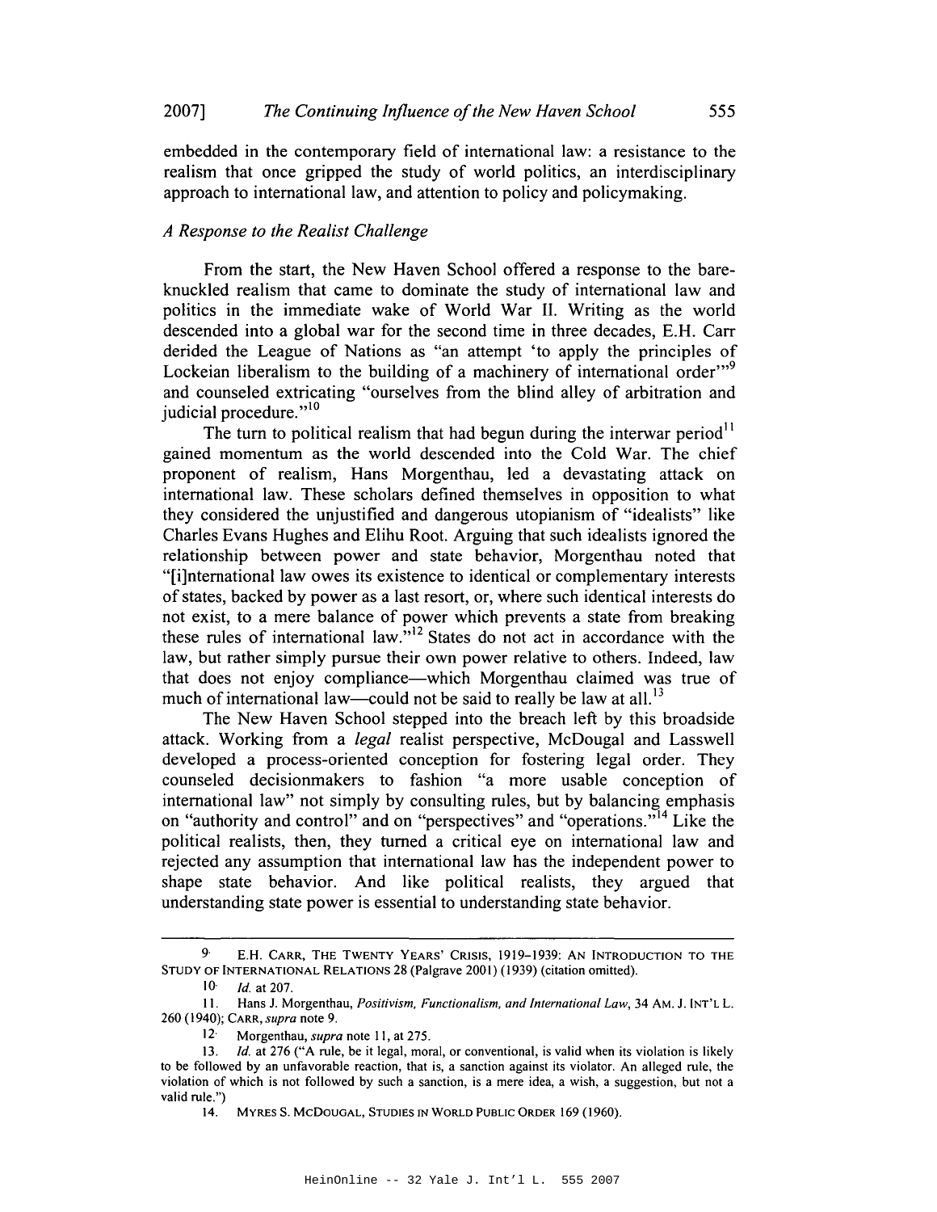embedded in the contemporary field of international law: a resistance to the realism that once gripped the study of world politics, an interdisciplinary approach to international law, and attention to policy and policymaking.

### *A Response to the Realist Challenge*

From the start, the New Haven School offered a response to the bare-knuckled realism that came to dominate the study of international law and politics in the immediate wake of World War II. Writing as the world descended into a global war for the second time in three decades, E.H. Carr derided the League of Nations as "an attempt 'to apply the principles of Lockeian liberalism to the building of a machinery of international order'"[9] and counseled extricating "ourselves from the blind alley of arbitration and judicial procedure."[10]

The turn to political realism that had begun during the interwar period[11] gained momentum as the world descended into the Cold War. The chief proponent of realism, Hans Morgenthau, led a devastating attack on international law. These scholars defined themselves in opposition to what they considered the unjustified and dangerous utopianism of "idealists" like Charles Evans Hughes and Elihu Root. Arguing that such idealists ignored the relationship between power and state behavior, Morgenthau noted that "[i]nternational law owes its existence to identical or complementary interests of states, backed by power as a last resort, or, where such identical interests do not exist, to a mere balance of power which prevents a state from breaking these rules of international law."[12] States do not act in accordance with the law, but rather simply pursue their own power relative to others. Indeed, law that does not enjoy compliance—which Morgenthau claimed was true of much of international law—could not be said to really be law at all.[13]

The New Haven School stepped into the breach left by this broadside attack. Working from a *legal* realist perspective, McDougal and Lasswell developed a process-oriented conception for fostering legal order. They counseled decisionmakers to fashion "a more usable conception of international law" not simply by consulting rules, but by balancing emphasis on "authority and control" and on "perspectives" and "operations."[14] Like the political realists, then, they turned a critical eye on international law and rejected any assumption that international law has the independent power to shape state behavior. And like political realists, they argued that understanding state power is essential to understanding state behavior.

---

9. E.H. CARR, THE TWENTY YEARS' CRISIS, 1919–1939: AN INTRODUCTION TO THE STUDY OF INTERNATIONAL RELATIONS 28 (Palgrave 2001) (1939) (citation omitted).

10. *Id.* at 207.

11. Hans J. Morgenthau, *Positivism, Functionalism, and International Law*, 34 AM. J. INT'L L. 260 (1940); CARR, *supra* note 9.

12. Morgenthau, *supra* note 11, at 275.

13. *Id.* at 276 ("A rule, be it legal, moral, or conventional, is valid when its violation is likely to be followed by an unfavorable reaction, that is, a sanction against its violator. An alleged rule, the violation of which is not followed by such a sanction, is a mere idea, a wish, a suggestion, but not a valid rule.")

14. MYRES S. MCDOUGAL, STUDIES IN WORLD PUBLIC ORDER 169 (1960).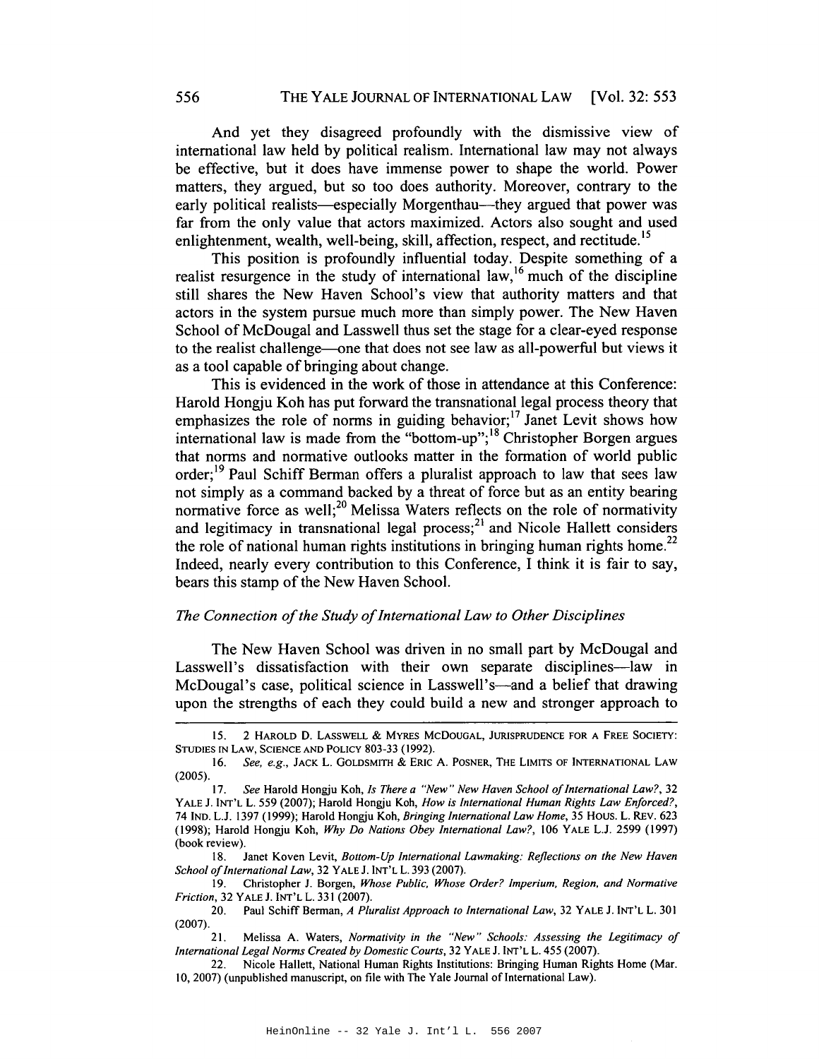And yet they disagreed profoundly with the dismissive view of international law held by political realism. International law may not always be effective, but it does have immense power to shape the world. Power matters, they argued, but so too does authority. Moreover, contrary to the early political realists—especially Morgenthau—they argued that power was far from the only value that actors maximized. Actors also sought and used enlightenment, wealth, well-being, skill, affection, respect, and rectitude.[15]

This position is profoundly influential today. Despite something of a realist resurgence in the study of international law,[16] much of the discipline still shares the New Haven School's view that authority matters and that actors in the system pursue much more than simply power. The New Haven School of McDougal and Lasswell thus set the stage for a clear-eyed response to the realist challenge—one that does not see law as all-powerful but views it as a tool capable of bringing about change.

This is evidenced in the work of those in attendance at this Conference: Harold Hongju Koh has put forward the transnational legal process theory that emphasizes the role of norms in guiding behavior;[17] Janet Levit shows how international law is made from the "bottom-up";[18] Christopher Borgen argues that norms and normative outlooks matter in the formation of world public order;[19] Paul Schiff Berman offers a pluralist approach to law that sees law not simply as a command backed by a threat of force but as an entity bearing normative force as well;[20] Melissa Waters reflects on the role of normativity and legitimacy in transnational legal process;[21] and Nicole Hallett considers the role of national human rights institutions in bringing human rights home.[22] Indeed, nearly every contribution to this Conference, I think it is fair to say, bears this stamp of the New Haven School.

### *The Connection of the Study of International Law to Other Disciplines*

The New Haven School was driven in no small part by McDougal and Lasswell's dissatisfaction with their own separate disciplines—law in McDougal's case, political science in Lasswell's—and a belief that drawing upon the strengths of each they could build a new and stronger approach to

---

15. 2 HAROLD D. LASSWELL & MYRES MCDOUGAL, JURISPRUDENCE FOR A FREE SOCIETY: STUDIES IN LAW, SCIENCE AND POLICY 803-33 (1992).

16. *See, e.g.*, JACK L. GOLDSMITH & ERIC A. POSNER, THE LIMITS OF INTERNATIONAL LAW (2005).

17. *See* Harold Hongju Koh, *Is There a "New" New Haven School of International Law?*, 32 YALE J. INT'L L. 559 (2007); Harold Hongju Koh, *How is International Human Rights Law Enforced?*, 74 IND. L.J. 1397 (1999); Harold Hongju Koh, *Bringing International Law Home*, 35 HOUS. L. REV. 623 (1998); Harold Hongju Koh, *Why Do Nations Obey International Law?*, 106 YALE L.J. 2599 (1997) (book review).

18. Janet Koven Levit, *Bottom-Up International Lawmaking: Reflections on the New Haven School of International Law*, 32 YALE J. INT'L L. 393 (2007).

19. Christopher J. Borgen, *Whose Public, Whose Order? Imperium, Region, and Normative Friction*, 32 YALE J. INT'L L. 331 (2007).

20. Paul Schiff Berman, *A Pluralist Approach to International Law*, 32 YALE J. INT'L L. 301 (2007).

21. Melissa A. Waters, *Normativity in the "New" Schools: Assessing the Legitimacy of International Legal Norms Created by Domestic Courts*, 32 YALE J. INT'L L. 455 (2007).

22. Nicole Hallett, National Human Rights Institutions: Bringing Human Rights Home (Mar. 10, 2007) (unpublished manuscript, on file with The Yale Journal of International Law).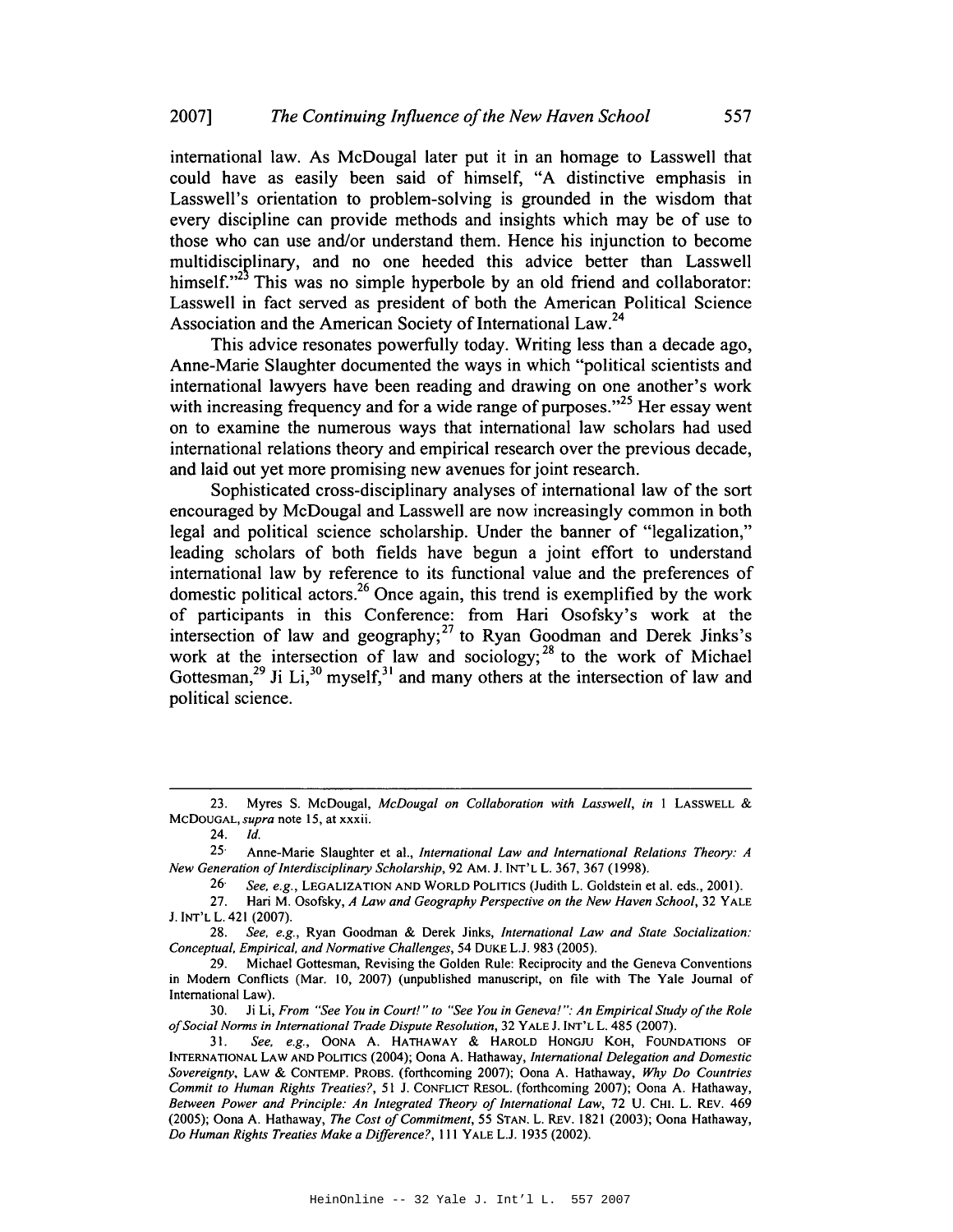international law. As McDougal later put it in an homage to Lasswell that could have as easily been said of himself, "A distinctive emphasis in Lasswell's orientation to problem-solving is grounded in the wisdom that every discipline can provide methods and insights which may be of use to those who can use and/or understand them. Hence his injunction to become multidisciplinary, and no one heeded this advice better than Lasswell himself."[23] This was no simple hyperbole by an old friend and collaborator: Lasswell in fact served as president of both the American Political Science Association and the American Society of International Law.[24]

This advice resonates powerfully today. Writing less than a decade ago, Anne-Marie Slaughter documented the ways in which "political scientists and international lawyers have been reading and drawing on one another's work with increasing frequency and for a wide range of purposes."[25] Her essay went on to examine the numerous ways that international law scholars had used international relations theory and empirical research over the previous decade, and laid out yet more promising new avenues for joint research.

Sophisticated cross-disciplinary analyses of international law of the sort encouraged by McDougal and Lasswell are now increasingly common in both legal and political science scholarship. Under the banner of "legalization," leading scholars of both fields have begun a joint effort to understand international law by reference to its functional value and the preferences of domestic political actors.[26] Once again, this trend is exemplified by the work of participants in this Conference: from Hari Osofsky's work at the intersection of law and geography;[27] to Ryan Goodman and Derek Jinks's work at the intersection of law and sociology;[28] to the work of Michael Gottesman,[29] Ji Li,[30] myself,[31] and many others at the intersection of law and political science.

---

23. Myres S. McDougal, *McDougal on Collaboration with Lasswell*, *in* 1 LASSWELL & MCDOUGAL, *supra* note 15, at xxxii.

24. *Id.*

25. Anne-Marie Slaughter et al., *International Law and International Relations Theory: A New Generation of Interdisciplinary Scholarship*, 92 AM. J. INT'L L. 367, 367 (1998).

26. *See, e.g.*, LEGALIZATION AND WORLD POLITICS (Judith L. Goldstein et al. eds., 2001).

27. Hari M. Osofsky, *A Law and Geography Perspective on the New Haven School*, 32 YALE J. INT'L L. 421 (2007).

28. *See, e.g.*, Ryan Goodman & Derek Jinks, *International Law and State Socialization: Conceptual, Empirical, and Normative Challenges*, 54 DUKE L.J. 983 (2005).

29. Michael Gottesman, Revising the Golden Rule: Reciprocity and the Geneva Conventions in Modern Conflicts (Mar. 10, 2007) (unpublished manuscript, on file with The Yale Journal of International Law).

30. Ji Li, *From "See You in Court!" to "See You in Geneva!": An Empirical Study of the Role of Social Norms in International Trade Dispute Resolution*, 32 YALE J. INT'L L. 485 (2007).

31. *See, e.g.*, OONA A. HATHAWAY & HAROLD HONGJU KOH, FOUNDATIONS OF INTERNATIONAL LAW AND POLITICS (2004); Oona A. Hathaway, *International Delegation and Domestic Sovereignty*, LAW & CONTEMP. PROBS. (forthcoming 2007); Oona A. Hathaway, *Why Do Countries Commit to Human Rights Treaties?*, 51 J. CONFLICT RESOL. (forthcoming 2007); Oona A. Hathaway, *Between Power and Principle: An Integrated Theory of International Law*, 72 U. CHI. L. REV. 469 (2005); Oona A. Hathaway, *The Cost of Commitment*, 55 STAN. L. REV. 1821 (2003); Oona Hathaway, *Do Human Rights Treaties Make a Difference?*, 111 YALE L.J. 1935 (2002).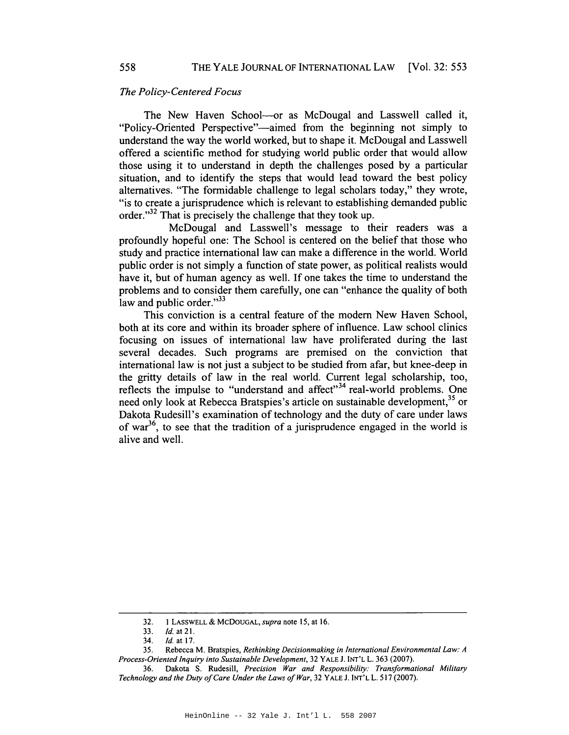*The Policy-Centered Focus*

The New Haven School—or as McDougal and Lasswell called it, "Policy-Oriented Perspective"—aimed from the beginning not simply to understand the way the world worked, but to shape it. McDougal and Lasswell offered a scientific method for studying world public order that would allow those using it to understand in depth the challenges posed by a particular situation, and to identify the steps that would lead toward the best policy alternatives. "The formidable challenge to legal scholars today," they wrote, "is to create a jurisprudence which is relevant to establishing demanded public order."[32] That is precisely the challenge that they took up.

McDougal and Lasswell's message to their readers was a profoundly hopeful one: The School is centered on the belief that those who study and practice international law can make a difference in the world. World public order is not simply a function of state power, as political realists would have it, but of human agency as well. If one takes the time to understand the problems and to consider them carefully, one can "enhance the quality of both law and public order."[33]

This conviction is a central feature of the modern New Haven School, both at its core and within its broader sphere of influence. Law school clinics focusing on issues of international law have proliferated during the last several decades. Such programs are premised on the conviction that international law is not just a subject to be studied from afar, but knee-deep in the gritty details of law in the real world. Current legal scholarship, too, reflects the impulse to "understand and affect"[34] real-world problems. One need only look at Rebecca Bratspies's article on sustainable development,[35] or Dakota Rudesill's examination of technology and the duty of care under laws of war[36], to see that the tradition of a jurisprudence engaged in the world is alive and well.

---

32. 1 LASSWELL & MCDOUGAL, *supra* note 15, at 16.

33. *Id.* at 21.

34. *Id.* at 17.

35. Rebecca M. Bratspies, *Rethinking Decisionmaking in International Environmental Law: A Process-Oriented Inquiry into Sustainable Development*, 32 YALE J. INT'L L. 363 (2007).

36. Dakota S. Rudesill, *Precision War and Responsibility: Transformational Military Technology and the Duty of Care Under the Laws of War*, 32 YALE J. INT'L L. 517 (2007).